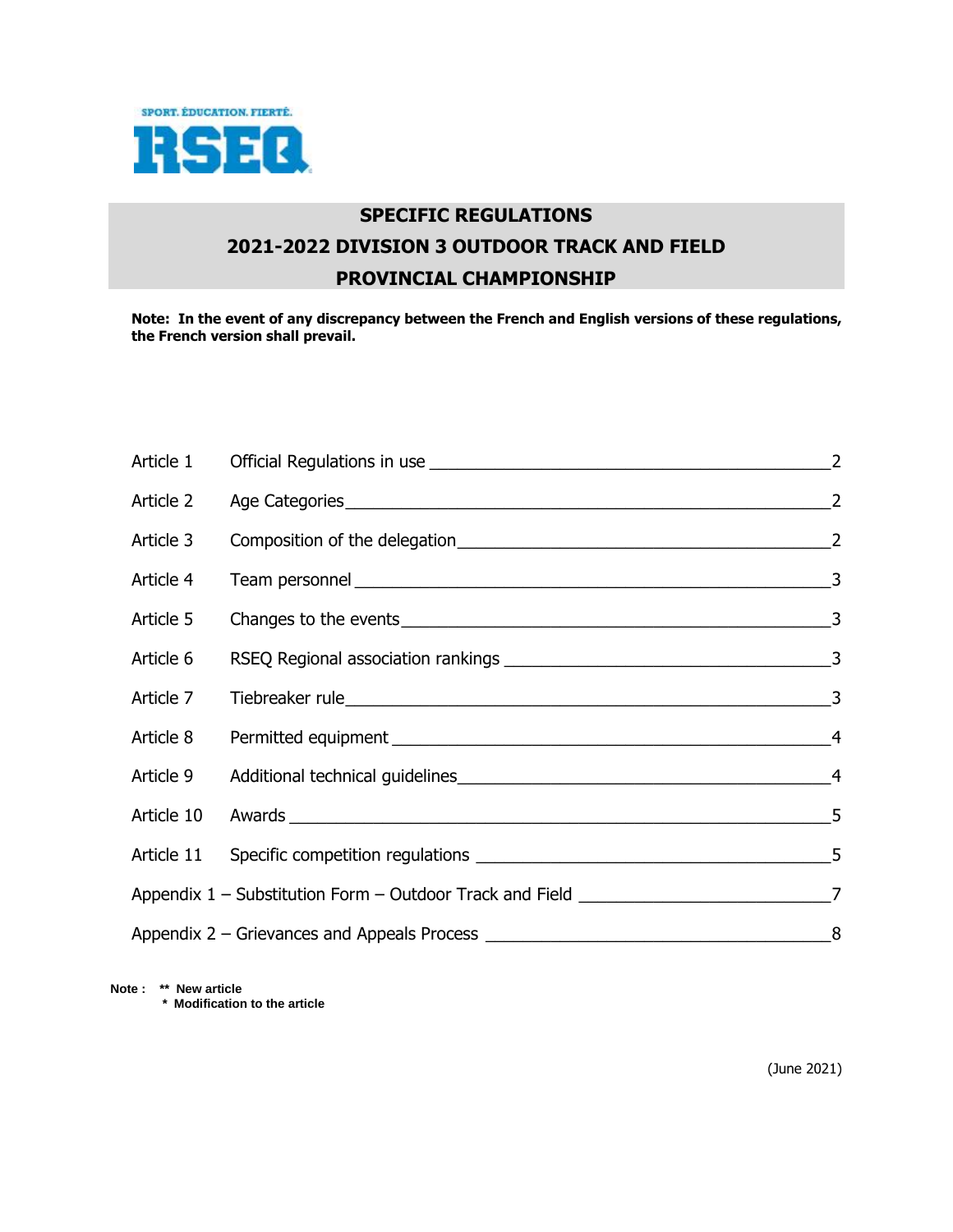SPORT. ÉDUCATION. FIERTÉ.

RSEQ

# SPECIFIC REGULATIONS
# 2021-2022 DIVISION 3 OUTDOOR TRACK AND FIELD
# PROVINCIAL CHAMPIONSHIP

**Note: In the event of any discrepancy between the French and English versions of these regulations, the French version shall prevail.**

| | | |
|---|---|---|
| Article 1 | Official Regulations in use | 2 |
| Article 2 | Age Categories | 2 |
| Article 3 | Composition of the delegation | 2 |
| Article 4 | Team personnel | 3 |
| Article 5 | Changes to the events | 3 |
| Article 6 | RSEQ Regional association rankings | 3 |
| Article 7 | Tiebreaker rule | 3 |
| Article 8 | Permitted equipment | 4 |
| Article 9 | Additional technical guidelines | 4 |
| Article 10 | Awards | 5 |
| Article 11 | Specific competition regulations | 5 |
| Appendix 1 – Substitution Form – Outdoor Track and Field | | 7 |
| Appendix 2 – Grievances and Appeals Process | | 8 |

**Note : \*\* New article**
**\* Modification to the article**

(June 2021)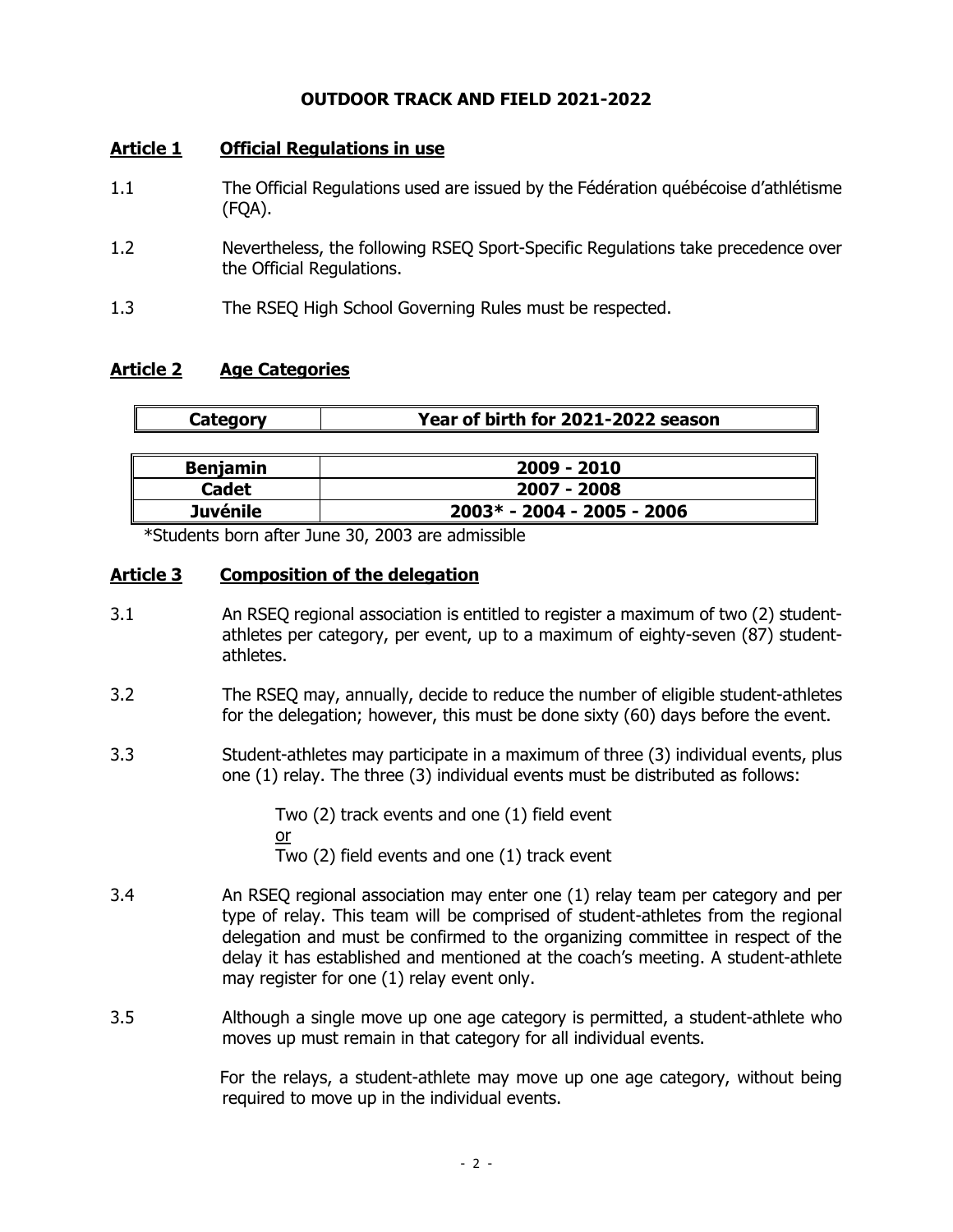# OUTDOOR TRACK AND FIELD 2021-2022

## Article 1 Official Regulations in use

1.1 The Official Regulations used are issued by the Fédération québécoise d'athlétisme (FQA).

1.2 Nevertheless, the following RSEQ Sport-Specific Regulations take precedence over the Official Regulations.

1.3 The RSEQ High School Governing Rules must be respected.

## Article 2 Age Categories

| Category | Year of birth for 2021-2022 season |
|---|---|
| **Benjamin** | **2009 - 2010** |
| **Cadet** | **2007 - 2008** |
| **Juvénile** | **2003* - 2004 - 2005 - 2006** |

*Students born after June 30, 2003 are admissible

## Article 3 Composition of the delegation

3.1 An RSEQ regional association is entitled to register a maximum of two (2) student-athletes per category, per event, up to a maximum of eighty-seven (87) student-athletes.

3.2 The RSEQ may, annually, decide to reduce the number of eligible student-athletes for the delegation; however, this must be done sixty (60) days before the event.

3.3 Student-athletes may participate in a maximum of three (3) individual events, plus one (1) relay. The three (3) individual events must be distributed as follows:

Two (2) track events and one (1) field event
or
Two (2) field events and one (1) track event

3.4 An RSEQ regional association may enter one (1) relay team per category and per type of relay. This team will be comprised of student-athletes from the regional delegation and must be confirmed to the organizing committee in respect of the delay it has established and mentioned at the coach's meeting. A student-athlete may register for one (1) relay event only.

3.5 Although a single move up one age category is permitted, a student-athlete who moves up must remain in that category for all individual events.

For the relays, a student-athlete may move up one age category, without being required to move up in the individual events.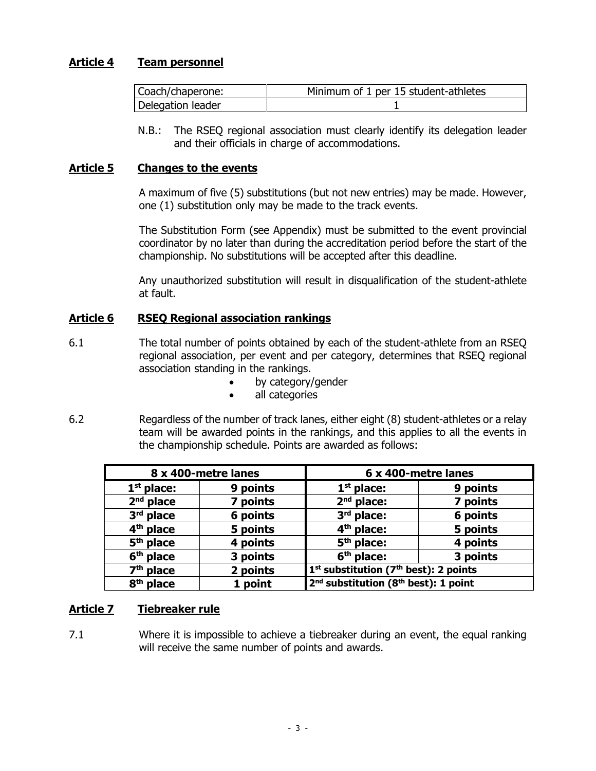## Article 4 Team personnel

| | |
|---|---|
| Coach/chaperone: | Minimum of 1 per 15 student-athletes |
| Delegation leader | 1 |

N.B.: The RSEQ regional association must clearly identify its delegation leader and their officials in charge of accommodations.

## Article 5 Changes to the events

A maximum of five (5) substitutions (but not new entries) may be made. However, one (1) substitution only may be made to the track events.

The Substitution Form (see Appendix) must be submitted to the event provincial coordinator by no later than during the accreditation period before the start of the championship. No substitutions will be accepted after this deadline.

Any unauthorized substitution will result in disqualification of the student-athlete at fault.

## Article 6 RSEQ Regional association rankings

6.1 The total number of points obtained by each of the student-athlete from an RSEQ regional association, per event and per category, determines that RSEQ regional association standing in the rankings.

- by category/gender
- all categories

6.2 Regardless of the number of track lanes, either eight (8) student-athletes or a relay team will be awarded points in the rankings, and this applies to all the events in the championship schedule. Points are awarded as follows:

| **8 x 400-metre lanes** | | **6 x 400-metre lanes** | |
|---|---|---|---|
| **1st place:** | **9 points** | **1st place:** | **9 points** |
| **2nd place** | **7 points** | **2nd place:** | **7 points** |
| **3rd place** | **6 points** | **3rd place:** | **6 points** |
| **4th place** | **5 points** | **4th place:** | **5 points** |
| **5th place** | **4 points** | **5th place:** | **4 points** |
| **6th place** | **3 points** | **6th place:** | **3 points** |
| **7th place** | **2 points** | **1st substitution (7th best): 2 points** | |
| **8th place** | **1 point** | **2nd substitution (8th best): 1 point** | |

## Article 7 Tiebreaker rule

7.1 Where it is impossible to achieve a tiebreaker during an event, the equal ranking will receive the same number of points and awards.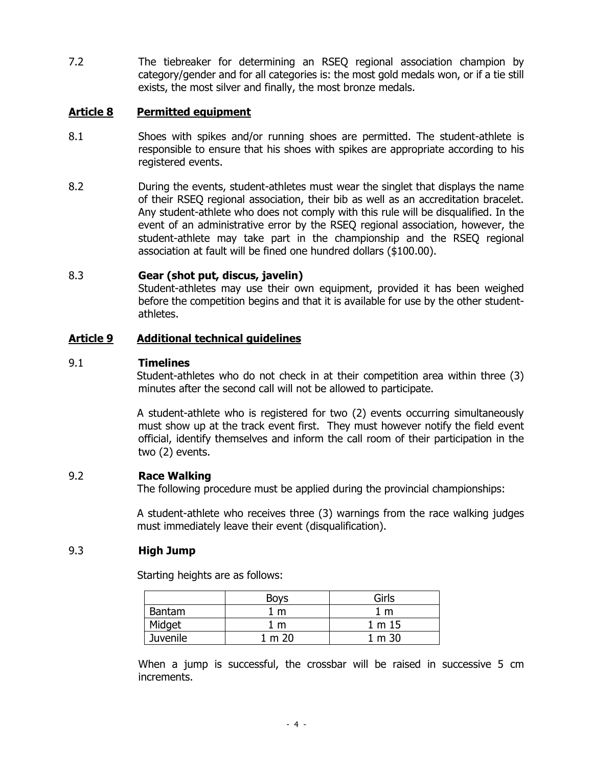7.2 The tiebreaker for determining an RSEQ regional association champion by category/gender and for all categories is: the most gold medals won, or if a tie still exists, the most silver and finally, the most bronze medals.

## Article 8 Permitted equipment

8.1 Shoes with spikes and/or running shoes are permitted. The student-athlete is responsible to ensure that his shoes with spikes are appropriate according to his registered events.

8.2 During the events, student-athletes must wear the singlet that displays the name of their RSEQ regional association, their bib as well as an accreditation bracelet. Any student-athlete who does not comply with this rule will be disqualified. In the event of an administrative error by the RSEQ regional association, however, the student-athlete may take part in the championship and the RSEQ regional association at fault will be fined one hundred dollars ($100.00).

8.3 **Gear (shot put, discus, javelin)**
Student-athletes may use their own equipment, provided it has been weighed before the competition begins and that it is available for use by the other student-athletes.

## Article 9 Additional technical guidelines

9.1 **Timelines**
Student-athletes who do not check in at their competition area within three (3) minutes after the second call will not be allowed to participate.

A student-athlete who is registered for two (2) events occurring simultaneously must show up at the track event first. They must however notify the field event official, identify themselves and inform the call room of their participation in the two (2) events.

9.2 **Race Walking**
The following procedure must be applied during the provincial championships:

A student-athlete who receives three (3) warnings from the race walking judges must immediately leave their event (disqualification).

9.3 **High Jump**

Starting heights are as follows:

| | Boys | Girls |
|---|---|---|
| Bantam | 1 m | 1 m |
| Midget | 1 m | 1 m 15 |
| Juvenile | 1 m 20 | 1 m 30 |

When a jump is successful, the crossbar will be raised in successive 5 cm increments.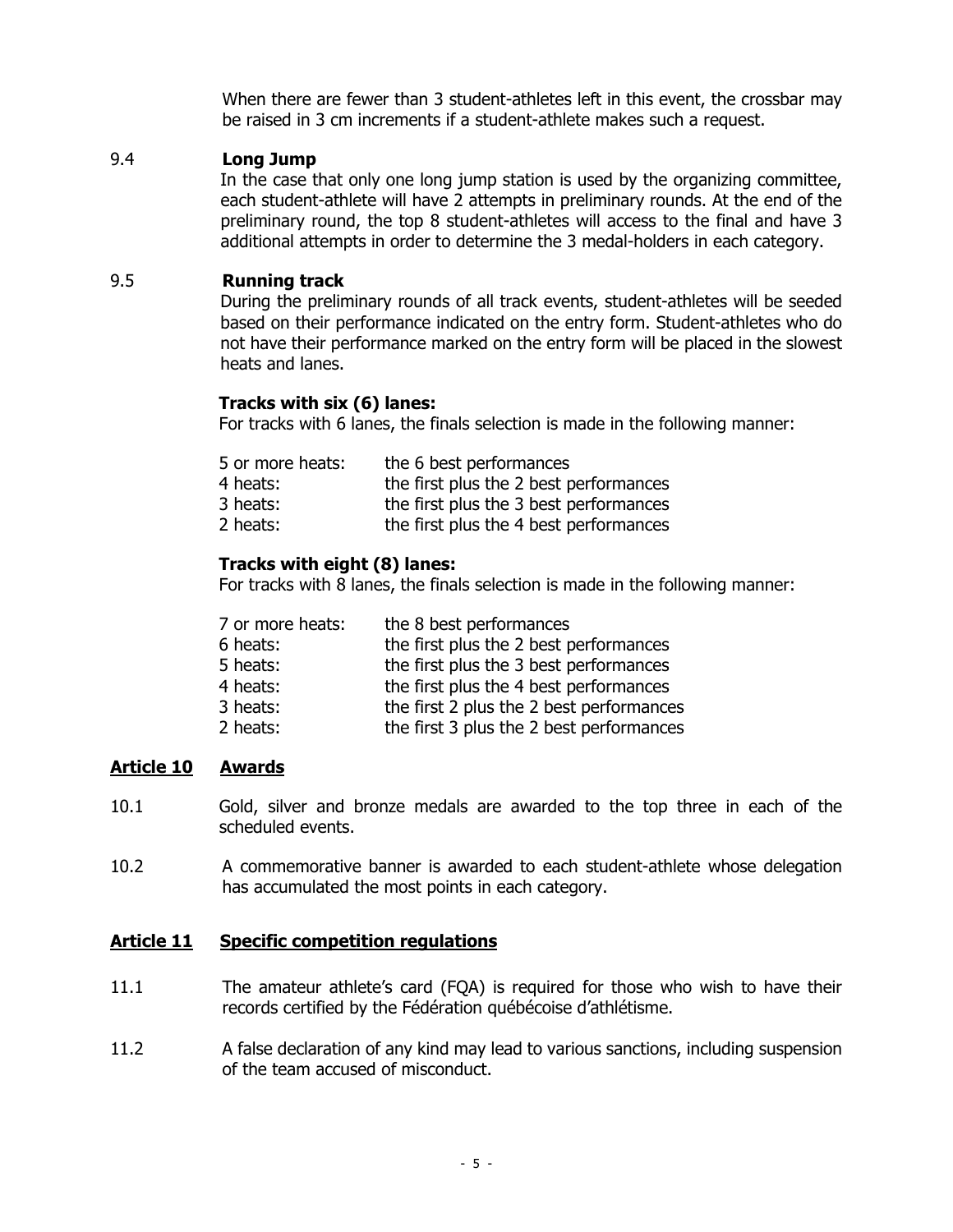When there are fewer than 3 student-athletes left in this event, the crossbar may be raised in 3 cm increments if a student-athlete makes such a request.

### 9.4 Long Jump

In the case that only one long jump station is used by the organizing committee, each student-athlete will have 2 attempts in preliminary rounds. At the end of the preliminary round, the top 8 student-athletes will access to the final and have 3 additional attempts in order to determine the 3 medal-holders in each category.

### 9.5 Running track

During the preliminary rounds of all track events, student-athletes will be seeded based on their performance indicated on the entry form. Student-athletes who do not have their performance marked on the entry form will be placed in the slowest heats and lanes.

**Tracks with six (6) lanes:**

For tracks with 6 lanes, the finals selection is made in the following manner:

| | |
|---|---|
| 5 or more heats: | the 6 best performances |
| 4 heats: | the first plus the 2 best performances |
| 3 heats: | the first plus the 3 best performances |
| 2 heats: | the first plus the 4 best performances |

**Tracks with eight (8) lanes:**

For tracks with 8 lanes, the finals selection is made in the following manner:

| | |
|---|---|
| 7 or more heats: | the 8 best performances |
| 6 heats: | the first plus the 2 best performances |
| 5 heats: | the first plus the 3 best performances |
| 4 heats: | the first plus the 4 best performances |
| 3 heats: | the first 2 plus the 2 best performances |
| 2 heats: | the first 3 plus the 2 best performances |

## Article 10 Awards

10.1 Gold, silver and bronze medals are awarded to the top three in each of the scheduled events.

10.2 A commemorative banner is awarded to each student-athlete whose delegation has accumulated the most points in each category.

## Article 11 Specific competition regulations

11.1 The amateur athlete's card (FQA) is required for those who wish to have their records certified by the Fédération québécoise d'athlétisme.

11.2 A false declaration of any kind may lead to various sanctions, including suspension of the team accused of misconduct.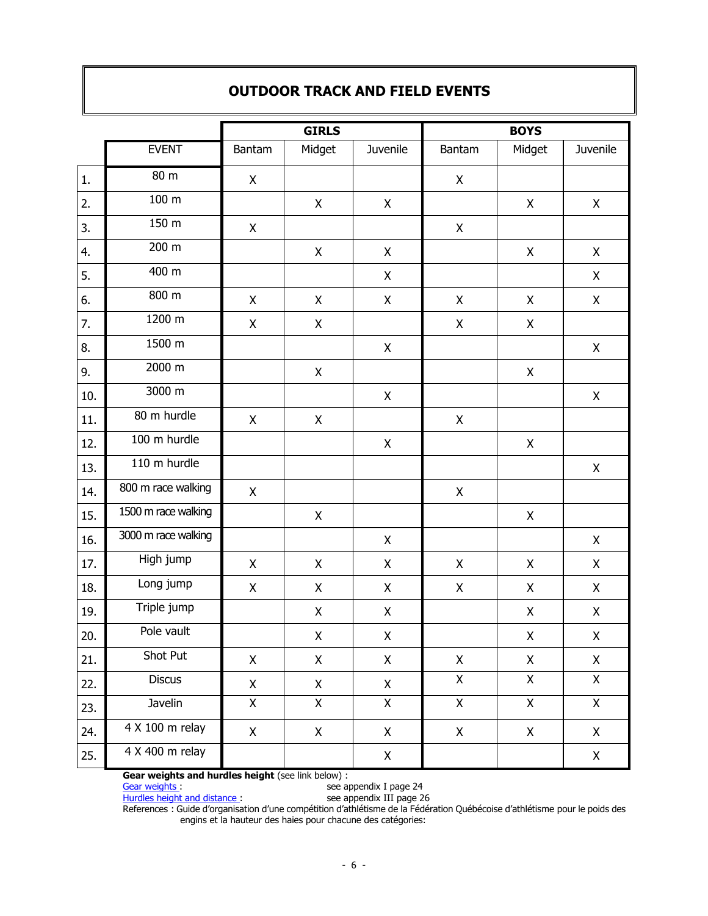# OUTDOOR TRACK AND FIELD EVENTS

| | | GIRLS | | | BOYS | | |
|---|---|---|---|---|---|---|---|
| | EVENT | Bantam | Midget | Juvenile | Bantam | Midget | Juvenile |
| 1. | 80 m | X | | | X | | |
| 2. | 100 m | | X | X | | X | X |
| 3. | 150 m | X | | | X | | |
| 4. | 200 m | | X | X | | X | X |
| 5. | 400 m | | | X | | | X |
| 6. | 800 m | X | X | X | X | X | X |
| 7. | 1200 m | X | X | | X | X | |
| 8. | 1500 m | | | X | | | X |
| 9. | 2000 m | | X | | | X | |
| 10. | 3000 m | | | X | | | X |
| 11. | 80 m hurdle | X | X | | X | | |
| 12. | 100 m hurdle | | | X | | X | |
| 13. | 110 m hurdle | | | | | | X |
| 14. | 800 m race walking | X | | | X | | |
| 15. | 1500 m race walking | | X | | | X | |
| 16. | 3000 m race walking | | | X | | | X |
| 17. | High jump | X | X | X | X | X | X |
| 18. | Long jump | X | X | X | X | X | X |
| 19. | Triple jump | | X | X | | X | X |
| 20. | Pole vault | | X | X | | X | X |
| 21. | Shot Put | X | X | X | X | X | X |
| 22. | Discus | X | X | X | X | X | X |
| 23. | Javelin | X | X | X | X | X | X |
| 24. | 4 X 100 m relay | X | X | X | X | X | X |
| 25. | 4 X 400 m relay | | | X | | | X |

**Gear weights and hurdles height** (see link below) :

Gear weights : see appendix I page 24

Hurdles height and distance : see appendix III page 26

References : Guide d'organisation d'une compétition d'athlétisme de la Fédération Québécoise d'athlétisme pour le poids des engins et la hauteur des haies pour chacune des catégories: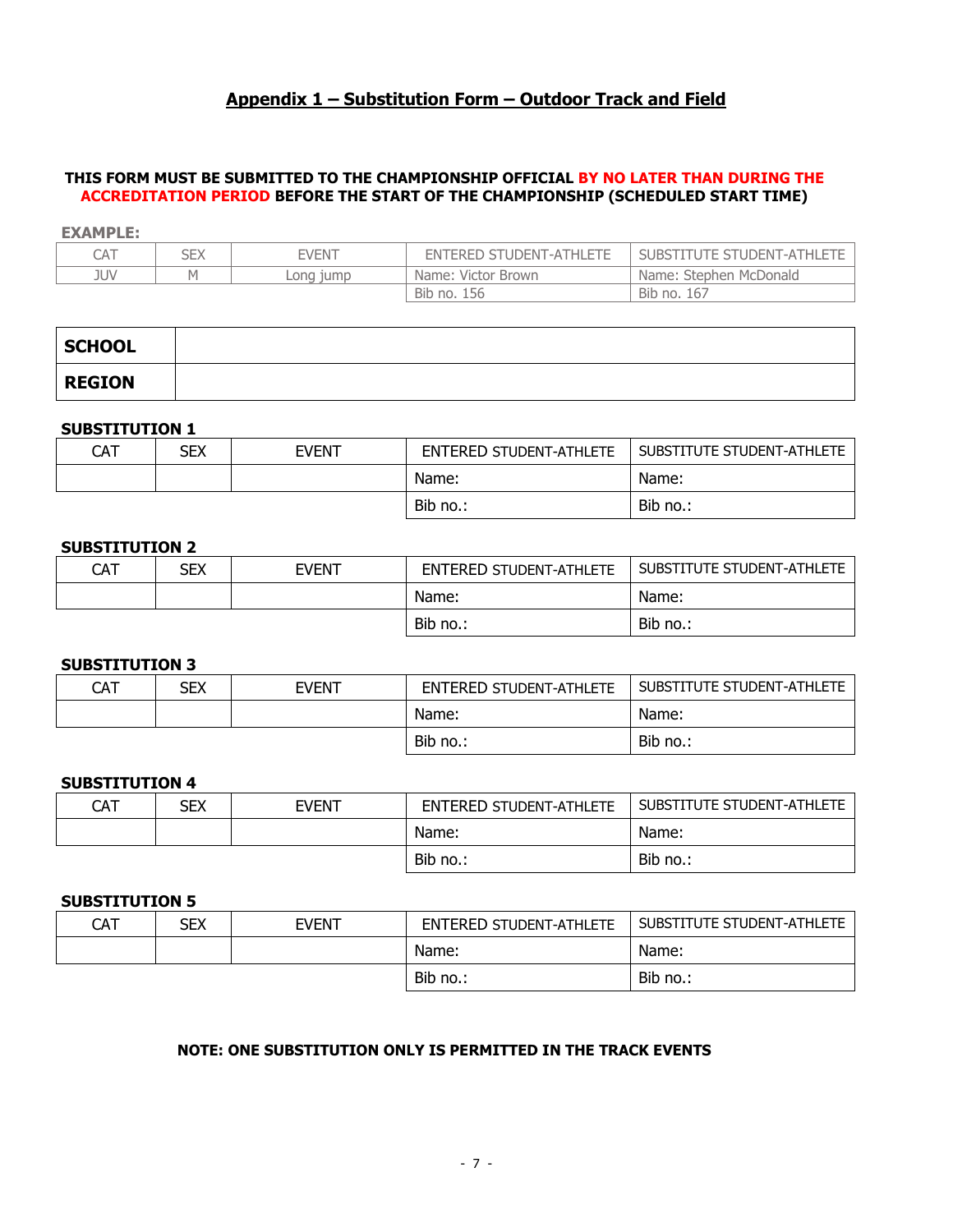## Appendix 1 – Substitution Form – Outdoor Track and Field

**THIS FORM MUST BE SUBMITTED TO THE CHAMPIONSHIP OFFICIAL BY NO LATER THAN DURING THE ACCREDITATION PERIOD BEFORE THE START OF THE CHAMPIONSHIP (SCHEDULED START TIME)**

**EXAMPLE:**

| CAT | SEX | EVENT | ENTERED STUDENT-ATHLETE | SUBSTITUTE STUDENT-ATHLETE |
|---|---|---|---|---|
| JUV | M | Long jump | Name: Victor Brown | Name: Stephen McDonald |
| | | | Bib no. 156 | Bib no. 167 |

| | |
|---|---|
| **SCHOOL** | |
| **REGION** | |

**SUBSTITUTION 1**

| CAT | SEX | EVENT | ENTERED STUDENT-ATHLETE | SUBSTITUTE STUDENT-ATHLETE |
|---|---|---|---|---|
| | | | Name: | Name: |
| | | | Bib no.: | Bib no.: |

**SUBSTITUTION 2**

| CAT | SEX | EVENT | ENTERED STUDENT-ATHLETE | SUBSTITUTE STUDENT-ATHLETE |
|---|---|---|---|---|
| | | | Name: | Name: |
| | | | Bib no.: | Bib no.: |

**SUBSTITUTION 3**

| CAT | SEX | EVENT | ENTERED STUDENT-ATHLETE | SUBSTITUTE STUDENT-ATHLETE |
|---|---|---|---|---|
| | | | Name: | Name: |
| | | | Bib no.: | Bib no.: |

**SUBSTITUTION 4**

| CAT | SEX | EVENT | ENTERED STUDENT-ATHLETE | SUBSTITUTE STUDENT-ATHLETE |
|---|---|---|---|---|
| | | | Name: | Name: |
| | | | Bib no.: | Bib no.: |

**SUBSTITUTION 5**

| CAT | SEX | EVENT | ENTERED STUDENT-ATHLETE | SUBSTITUTE STUDENT-ATHLETE |
|---|---|---|---|---|
| | | | Name: | Name: |
| | | | Bib no.: | Bib no.: |

**NOTE: ONE SUBSTITUTION ONLY IS PERMITTED IN THE TRACK EVENTS**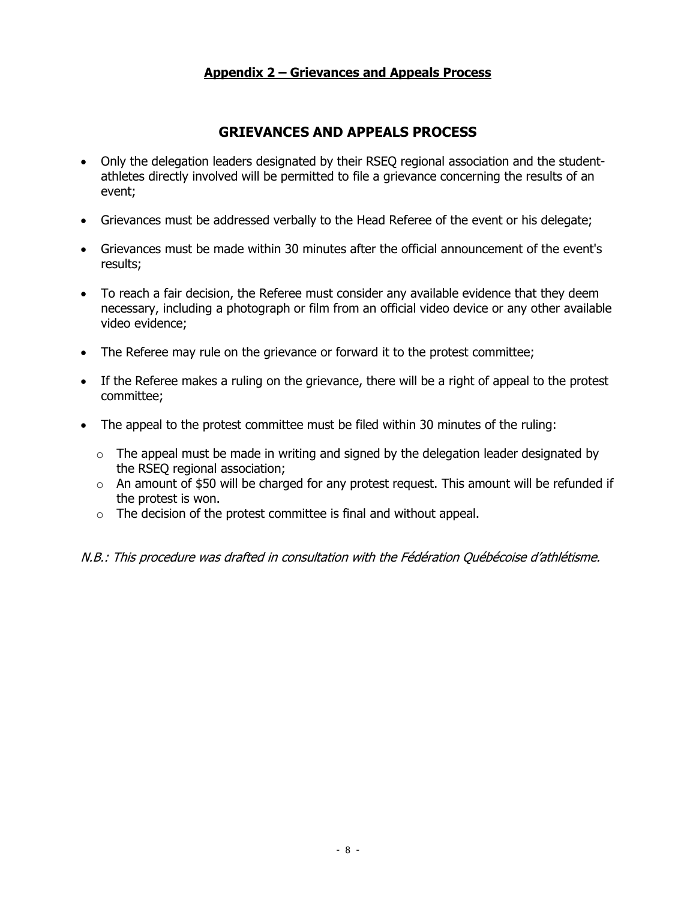## **Appendix 2 – Grievances and Appeals Process**

# GRIEVANCES AND APPEALS PROCESS

- Only the delegation leaders designated by their RSEQ regional association and the student-athletes directly involved will be permitted to file a grievance concerning the results of an event;
- Grievances must be addressed verbally to the Head Referee of the event or his delegate;
- Grievances must be made within 30 minutes after the official announcement of the event's results;
- To reach a fair decision, the Referee must consider any available evidence that they deem necessary, including a photograph or film from an official video device or any other available video evidence;
- The Referee may rule on the grievance or forward it to the protest committee;
- If the Referee makes a ruling on the grievance, there will be a right of appeal to the protest committee;
- The appeal to the protest committee must be filed within 30 minutes of the ruling:
    - The appeal must be made in writing and signed by the delegation leader designated by the RSEQ regional association;
    - An amount of $50 will be charged for any protest request. This amount will be refunded if the protest is won.
    - The decision of the protest committee is final and without appeal.

*N.B.: This procedure was drafted in consultation with the Fédération Québécoise d'athlétisme.*